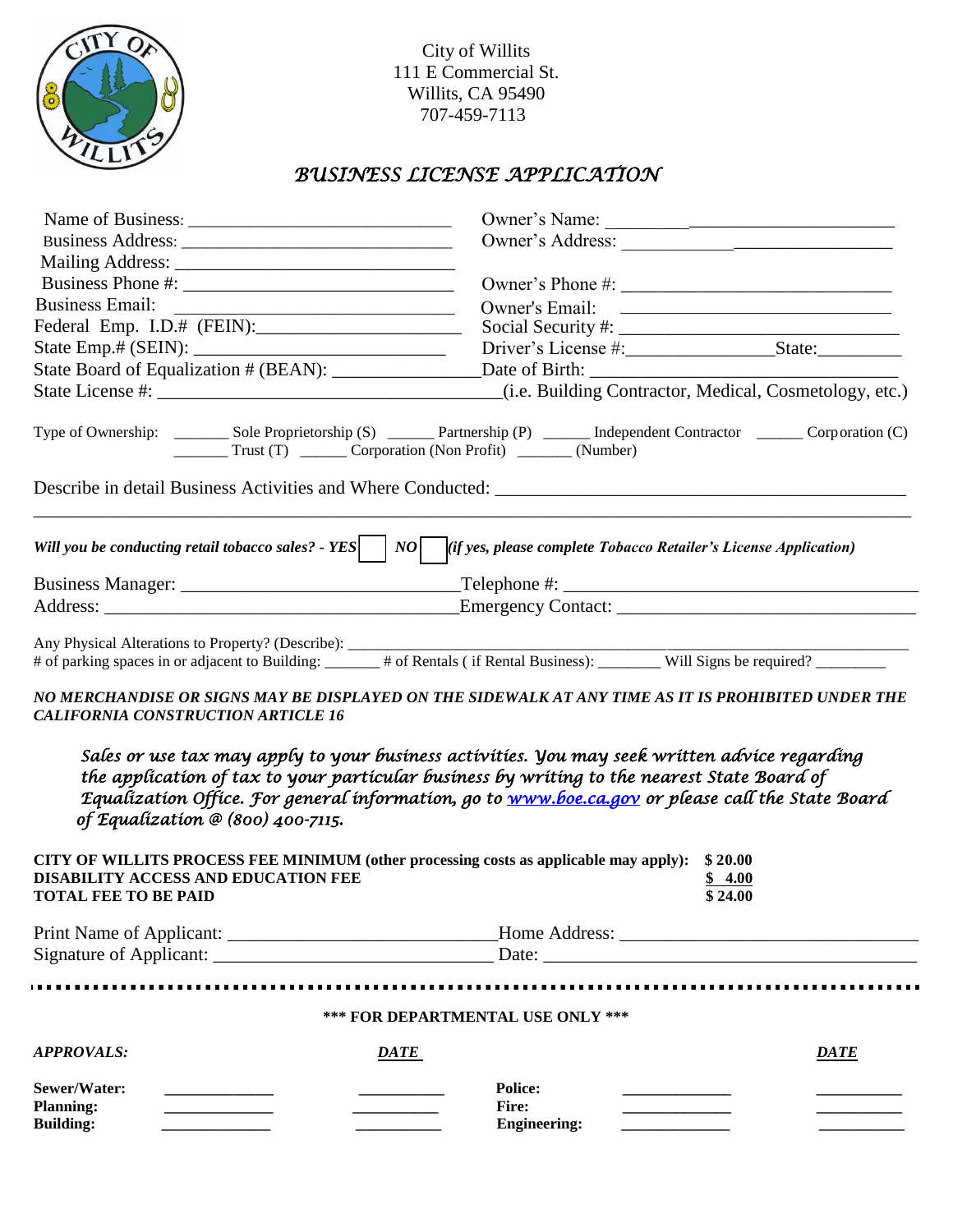City of Willits
111 E Commercial St.
Willits, CA 95490
707-459-7113

# *BUSINESS LICENSE APPLICATION*

Name of Business: ______________________________ Owner's Name: ______________________________

Business Address: ______________________________ Owner's Address: ______________________________

Mailing Address: ______________________________

Business Phone #: ______________________________ Owner's Phone #: ______________________________

Business Email: ______________________________ Owner's Email: ______________________________

Federal Emp. I.D.# (FEIN): ______________________ Social Security #: ______________________________

State Emp.# (SEIN): ___________________________ Driver's License #: _______________ State: _________

State Board of Equalization # (BEAN): ________________ Date of Birth: ______________________________

State License #: ________________________________________ (i.e. Building Contractor, Medical, Cosmetology, etc.)

Type of Ownership: _______ Sole Proprietorship (S) ______ Partnership (P) ______ Independent Contractor ______ Corporation (C) _______ Trust (T) ______ Corporation (Non Profit) _______ (Number)

Describe in detail Business Activities and Where Conducted: ____________________________________________
__________________________________________________________________________________________

***Will you be conducting retail tobacco sales? - YES*** ☐ ***NO*** ☐ ***(if yes, please complete*** *Tobacco Retailer's License Application****)***

Business Manager: ______________________________ Telephone #: ______________________________

Address: ______________________________________ Emergency Contact: ______________________________

Any Physical Alterations to Property? (Describe): ____________________________________________________

# of parking spaces in or adjacent to Building: _______ # of Rentals ( if Rental Business): ________ Will Signs be required? _________

***NO MERCHANDISE OR SIGNS MAY BE DISPLAYED ON THE SIDEWALK AT ANY TIME AS IT IS PROHIBITED UNDER THE CALIFORNIA CONSTRUCTION ARTICLE 16***

*Sales or use tax may apply to your business activities. You may seek written advice regarding the application of tax to your particular business by writing to the nearest State Board of Equalization Office. For general information, go to [www.boe.ca.gov](http://www.boe.ca.gov) or please call the State Board of Equalization @ (800) 400-7115.*

| | |
|---|---|
| **CITY OF WILLITS PROCESS FEE MINIMUM (other processing costs as applicable may apply):** | **$ 20.00** |
| **DISABILITY ACCESS AND EDUCATION FEE** | **$ 4.00** |
| **TOTAL FEE TO BE PAID** | **$ 24.00** |

Print Name of Applicant: ____________________________ Home Address: ______________________________

Signature of Applicant: _____________________________ Date: ______________________________

---

**\*\*\* FOR DEPARTMENTAL USE ONLY \*\*\***

| ***APPROVALS:*** | | ***DATE*** | | | ***DATE*** |
|---|---|---|---|---|---|
| **Sewer/Water:** | ____________ | __________ | **Police:** | ____________ | __________ |
| **Planning:** | ____________ | __________ | **Fire:** | ____________ | __________ |
| **Building:** | ____________ | __________ | **Engineering:** | ____________ | __________ |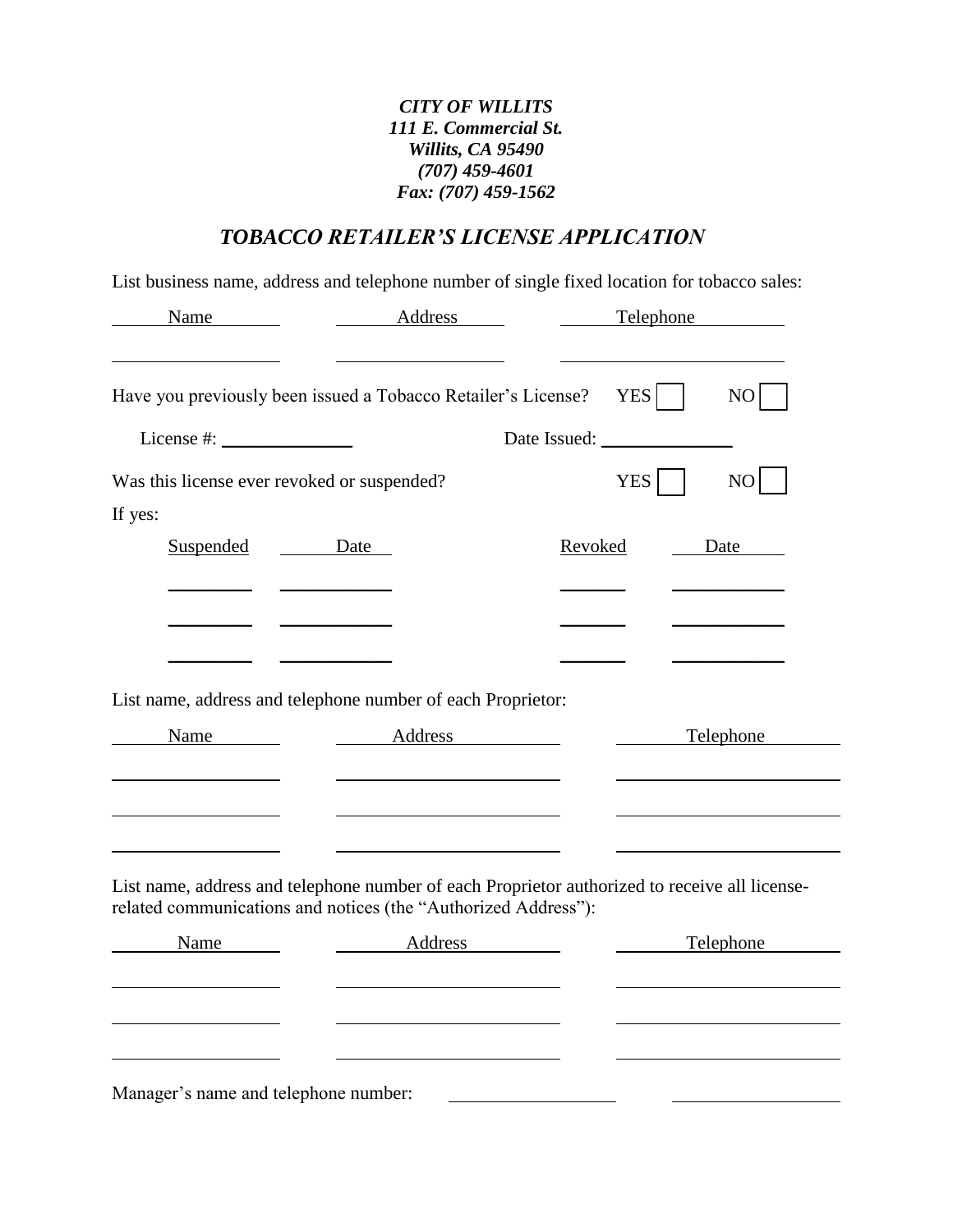***CITY OF WILLITS***
***111 E. Commercial St.***
***Willits, CA 95490***
***(707) 459-4601***
***Fax: (707) 459-1562***

## *TOBACCO RETAILER'S LICENSE APPLICATION*

List business name, address and telephone number of single fixed location for tobacco sales:

| Name | Address | Telephone |
| --- | --- | --- |
| | | |

Have you previously been issued a Tobacco Retailer's License? YES ☐ NO ☐

License #: ______________ Date Issued: ______________

Was this license ever revoked or suspended? YES ☐ NO ☐

If yes:

| Suspended | Date | Revoked | Date |
| --- | --- | --- | --- |
| | | | |
| | | | |
| | | | |

List name, address and telephone number of each Proprietor:

| Name | Address | Telephone |
| --- | --- | --- |
| | | |
| | | |
| | | |

List name, address and telephone number of each Proprietor authorized to receive all license-related communications and notices (the "Authorized Address"):

| Name | Address | Telephone |
| --- | --- | --- |
| | | |
| | | |
| | | |

Manager's name and telephone number: ______________ ______________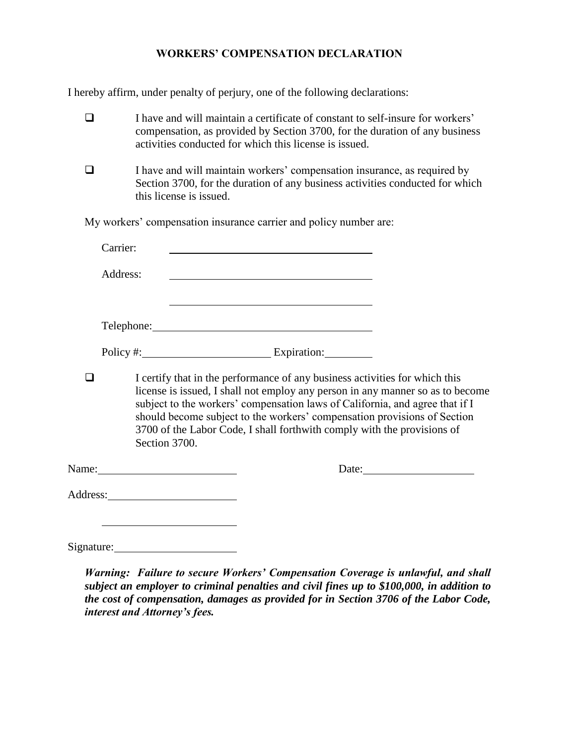## WORKERS' COMPENSATION DECLARATION

I hereby affirm, under penalty of perjury, one of the following declarations:

- ☐ I have and will maintain a certificate of constant to self-insure for workers' compensation, as provided by Section 3700, for the duration of any business activities conducted for which this license is issued.

- ☐ I have and will maintain workers' compensation insurance, as required by Section 3700, for the duration of any business activities conducted for which this license is issued.

My workers' compensation insurance carrier and policy number are:

Carrier: ______________________________

Address: ______________________________

______________________________

Telephone: ______________________________

Policy #: ____________________ Expiration: __________

- ☐ I certify that in the performance of any business activities for which this license is issued, I shall not employ any person in any manner so as to become subject to the workers' compensation laws of California, and agree that if I should become subject to the workers' compensation provisions of Section 3700 of the Labor Code, I shall forthwith comply with the provisions of Section 3700.

Name: ____________________ Date: ____________________

Address: ____________________

____________________

Signature: ____________________

***Warning: Failure to secure Workers' Compensation Coverage is unlawful, and shall subject an employer to criminal penalties and civil fines up to $100,000, in addition to the cost of compensation, damages as provided for in Section 3706 of the Labor Code, interest and Attorney's fees.***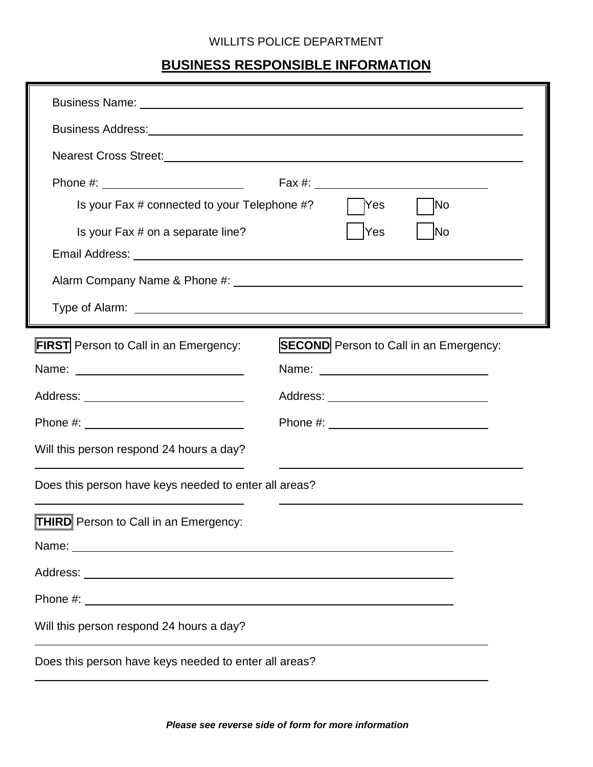WILLITS POLICE DEPARTMENT

# BUSINESS RESPONSIBLE INFORMATION

Business Name: ______________________________________________

Business Address: ______________________________________________

Nearest Cross Street: ______________________________________________

Phone #: ______________________ Fax #: ______________________

Is your Fax # connected to your Telephone #? ☐ Yes ☐ No

Is your Fax # on a separate line? ☐ Yes ☐ No

Email Address: ______________________________________________

Alarm Company Name & Phone #: ______________________________________________

Type of Alarm: ______________________________________________

**FIRST** Person to Call in an Emergency:

Name: ______________________

Address: ______________________

Phone #: ______________________

Will this person respond 24 hours a day?

______________________

Does this person have keys needed to enter all areas?

______________________

**SECOND** Person to Call in an Emergency:

Name: ______________________

Address: ______________________

Phone #: ______________________

Will this person respond 24 hours a day?

______________________

Does this person have keys needed to enter all areas?

______________________

**THIRD** Person to Call in an Emergency:

Name: ______________________________________________

Address: ______________________________________________

Phone #: ______________________________________________

Will this person respond 24 hours a day?

______________________________________________

Does this person have keys needed to enter all areas?

______________________________________________

***Please see reverse side of form for more information***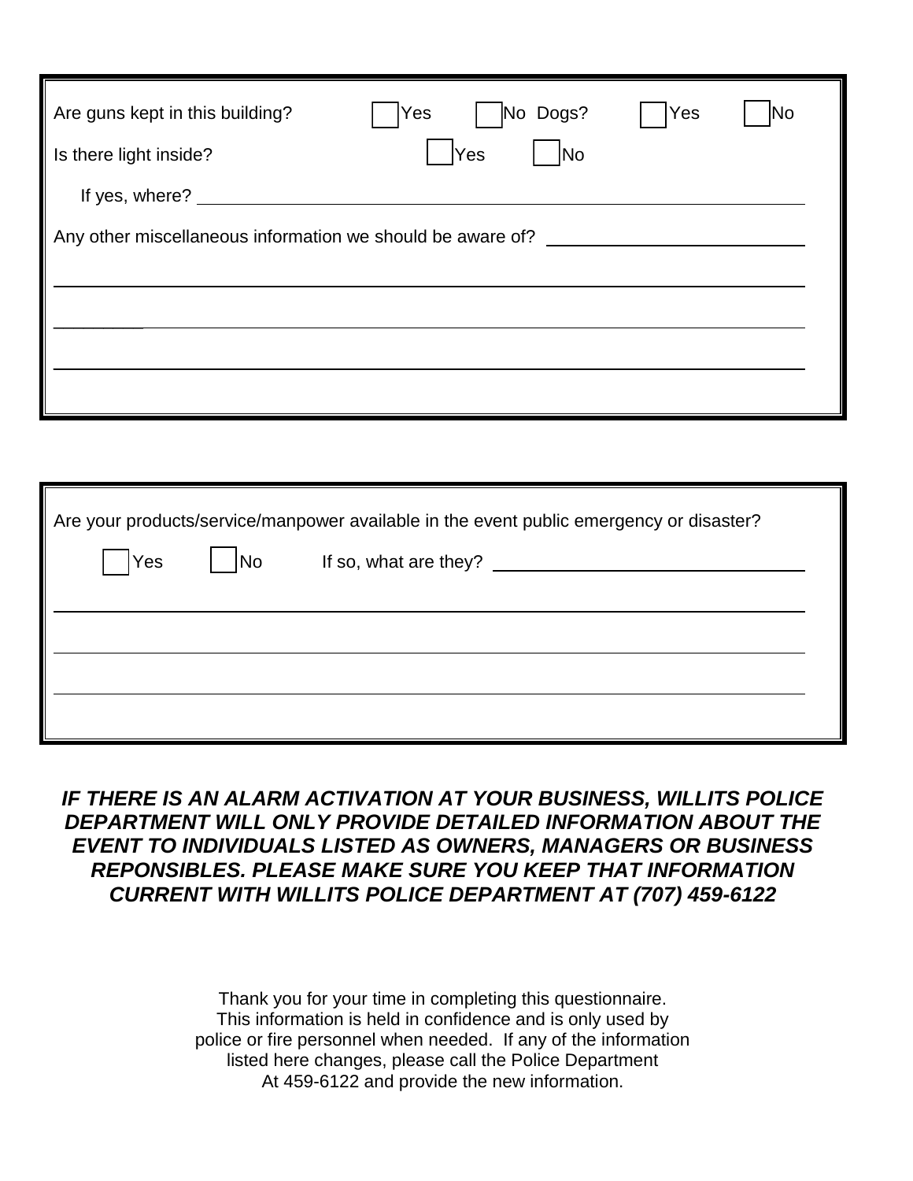Are guns kept in this building? ☐ Yes ☐ No Dogs? ☐ Yes ☐ No

Is there light inside? ☐ Yes ☐ No

If yes, where? ______________________________________________

Any other miscellaneous information we should be aware of? ____________________

______________________________________________

______________________________________________

______________________________________________

Are your products/service/manpower available in the event public emergency or disaster?

☐ Yes ☐ No If so, what are they? ______________________________

______________________________________________

______________________________________________

______________________________________________

***IF THERE IS AN ALARM ACTIVATION AT YOUR BUSINESS, WILLITS POLICE DEPARTMENT WILL ONLY PROVIDE DETAILED INFORMATION ABOUT THE EVENT TO INDIVIDUALS LISTED AS OWNERS, MANAGERS OR BUSINESS REPONSIBLES. PLEASE MAKE SURE YOU KEEP THAT INFORMATION CURRENT WITH WILLITS POLICE DEPARTMENT AT (707) 459-6122***

Thank you for your time in completing this questionnaire.
This information is held in confidence and is only used by
police or fire personnel when needed. If any of the information
listed here changes, please call the Police Department
At 459-6122 and provide the new information.